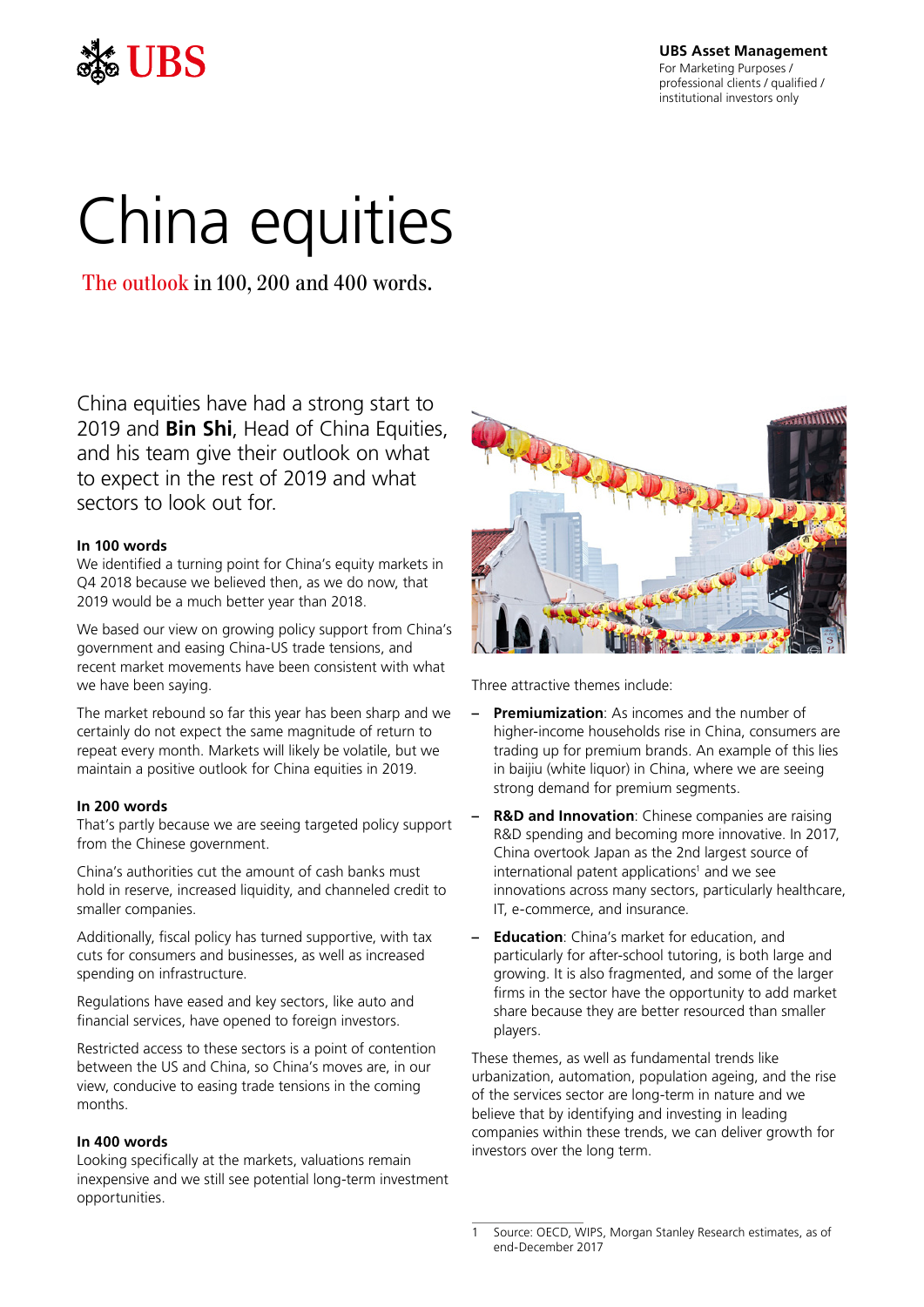UBS

**UBS Asset Management**
For Marketing Purposes / professional clients / qualified / institutional investors only

# China equities

## The outlook in 100, 200 and 400 words.

China equities have had a strong start to 2019 and **Bin Shi**, Head of China Equities, and his team give their outlook on what to expect in the rest of 2019 and what sectors to look out for.

### In 100 words

We identified a turning point for China's equity markets in Q4 2018 because we believed then, as we do now, that 2019 would be a much better year than 2018.

We based our view on growing policy support from China's government and easing China-US trade tensions, and recent market movements have been consistent with what we have been saying.

The market rebound so far this year has been sharp and we certainly do not expect the same magnitude of return to repeat every month. Markets will likely be volatile, but we maintain a positive outlook for China equities in 2019.

### In 200 words

That's partly because we are seeing targeted policy support from the Chinese government.

China's authorities cut the amount of cash banks must hold in reserve, increased liquidity, and channeled credit to smaller companies.

Additionally, fiscal policy has turned supportive, with tax cuts for consumers and businesses, as well as increased spending on infrastructure.

Regulations have eased and key sectors, like auto and financial services, have opened to foreign investors.

Restricted access to these sectors is a point of contention between the US and China, so China's moves are, in our view, conducive to easing trade tensions in the coming months.

### In 400 words

Looking specifically at the markets, valuations remain inexpensive and we still see potential long-term investment opportunities.

Three attractive themes include:

- **Premiumization**: As incomes and the number of higher-income households rise in China, consumers are trading up for premium brands. An example of this lies in baijiu (white liquor) in China, where we are seeing strong demand for premium segments.
- **R&D and Innovation**: Chinese companies are raising R&D spending and becoming more innovative. In 2017, China overtook Japan as the 2nd largest source of international patent applications[1] and we see innovations across many sectors, particularly healthcare, IT, e-commerce, and insurance.
- **Education**: China's market for education, and particularly for after-school tutoring, is both large and growing. It is also fragmented, and some of the larger firms in the sector have the opportunity to add market share because they are better resourced than smaller players.

These themes, as well as fundamental trends like urbanization, automation, population ageing, and the rise of the services sector are long-term in nature and we believe that by identifying and investing in leading companies within these trends, we can deliver growth for investors over the long term.

---

1 Source: OECD, WIPS, Morgan Stanley Research estimates, as of end-December 2017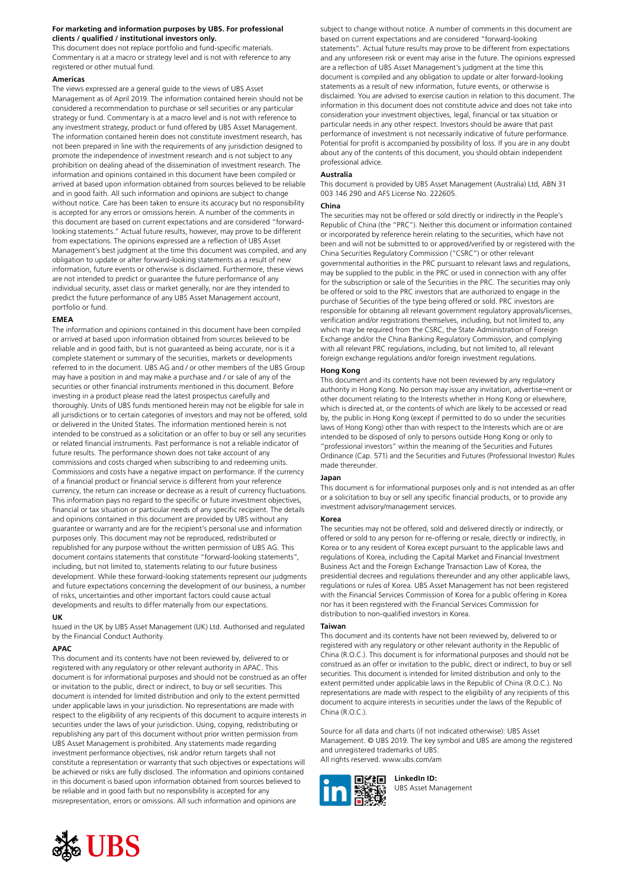**For marketing and information purposes by UBS. For professional clients / qualified / institutional investors only.**
This document does not replace portfolio and fund-specific materials. Commentary is at a macro or strategy level and is not with reference to any registered or other mutual fund.

**Americas**

The views expressed are a general guide to the views of UBS Asset Management as of April 2019. The information contained herein should not be considered a recommendation to purchase or sell securities or any particular strategy or fund. Commentary is at a macro level and is not with reference to any investment strategy, product or fund offered by UBS Asset Management. The information contained herein does not constitute investment research, has not been prepared in line with the requirements of any jurisdiction designed to promote the independence of investment research and is not subject to any prohibition on dealing ahead of the dissemination of investment research. The information and opinions contained in this document have been compiled or arrived at based upon information obtained from sources believed to be reliable and in good faith. All such information and opinions are subject to change without notice. Care has been taken to ensure its accuracy but no responsibility is accepted for any errors or omissions herein. A number of the comments in this document are based on current expectations and are considered "forward-looking statements." Actual future results, however, may prove to be different from expectations. The opinions expressed are a reflection of UBS Asset Management's best judgment at the time this document was compiled, and any obligation to update or alter forward-looking statements as a result of new information, future events or otherwise is disclaimed. Furthermore, these views are not intended to predict or guarantee the future performance of any individual security, asset class or market generally, nor are they intended to predict the future performance of any UBS Asset Management account, portfolio or fund.

**EMEA**

The information and opinions contained in this document have been compiled or arrived at based upon information obtained from sources believed to be reliable and in good faith, but is not guaranteed as being accurate, nor is it a complete statement or summary of the securities, markets or developments referred to in the document. UBS AG and / or other members of the UBS Group may have a position in and may make a purchase and / or sale of any of the securities or other financial instruments mentioned in this document. Before investing in a product please read the latest prospectus carefully and thoroughly. Units of UBS funds mentioned herein may not be eligible for sale in all jurisdictions or to certain categories of investors and may not be offered, sold or delivered in the United States. The information mentioned herein is not intended to be construed as a solicitation or an offer to buy or sell any securities or related financial instruments. Past performance is not a reliable indicator of future results. The performance shown does not take account of any commissions and costs charged when subscribing to and redeeming units. Commissions and costs have a negative impact on performance. If the currency of a financial product or financial service is different from your reference currency, the return can increase or decrease as a result of currency fluctuations. This information pays no regard to the specific or future investment objectives, financial or tax situation or particular needs of any specific recipient. The details and opinions contained in this document are provided by UBS without any guarantee or warranty and are for the recipient's personal use and information purposes only. This document may not be reproduced, redistributed or republished for any purpose without the written permission of UBS AG. This document contains statements that constitute "forward-looking statements", including, but not limited to, statements relating to our future business development. While these forward-looking statements represent our judgments and future expectations concerning the development of our business, a number of risks, uncertainties and other important factors could cause actual developments and results to differ materially from our expectations.

**UK**

Issued in the UK by UBS Asset Management (UK) Ltd. Authorised and regulated by the Financial Conduct Authority.

**APAC**

This document and its contents have not been reviewed by, delivered to or registered with any regulatory or other relevant authority in APAC. This document is for informational purposes and should not be construed as an offer or invitation to the public, direct or indirect, to buy or sell securities. This document is intended for limited distribution and only to the extent permitted under applicable laws in your jurisdiction. No representations are made with respect to the eligibility of any recipients of this document to acquire interests in securities under the laws of your jurisdiction. Using, copying, redistributing or republishing any part of this document without prior written permission from UBS Asset Management is prohibited. Any statements made regarding investment performance objectives, risk and/or return targets shall not constitute a representation or warranty that such objectives or expectations will be achieved or risks are fully disclosed. The information and opinions contained in this document is based upon information obtained from sources believed to be reliable and in good faith but no responsibility is accepted for any misrepresentation, errors or omissions. All such information and opinions are subject to change without notice. A number of comments in this document are based on current expectations and are considered "forward-looking statements". Actual future results may prove to be different from expectations and any unforeseen risk or event may arise in the future. The opinions expressed are a reflection of UBS Asset Management's judgment at the time this document is compiled and any obligation to update or alter forward-looking statements as a result of new information, future events, or otherwise is disclaimed. You are advised to exercise caution in relation to this document. The information in this document does not constitute advice and does not take into consideration your investment objectives, legal, financial or tax situation or particular needs in any other respect. Investors should be aware that past performance of investment is not necessarily indicative of future performance. Potential for profit is accompanied by possibility of loss. If you are in any doubt about any of the contents of this document, you should obtain independent professional advice.

**Australia**

This document is provided by UBS Asset Management (Australia) Ltd, ABN 31 003 146 290 and AFS License No. 222605.

**China**

The securities may not be offered or sold directly or indirectly in the People's Republic of China (the "PRC"). Neither this document or information contained or incorporated by reference herein relating to the securities, which have not been and will not be submitted to or approved/verified by or registered with the China Securities Regulatory Commission ("CSRC") or other relevant governmental authorities in the PRC pursuant to relevant laws and regulations, may be supplied to the public in the PRC or used in connection with any offer for the subscription or sale of the Securities in the PRC. The securities may only be offered or sold to the PRC investors that are authorized to engage in the purchase of Securities of the type being offered or sold. PRC investors are responsible for obtaining all relevant government regulatory approvals/licenses, verification and/or registrations themselves, including, but not limited to, any which may be required from the CSRC, the State Administration of Foreign Exchange and/or the China Banking Regulatory Commission, and complying with all relevant PRC regulations, including, but not limited to, all relevant foreign exchange regulations and/or foreign investment regulations.

**Hong Kong**

This document and its contents have not been reviewed by any regulatory authority in Hong Kong. No person may issue any invitation, advertise¬ment or other document relating to the Interests whether in Hong Kong or elsewhere, which is directed at, or the contents of which are likely to be accessed or read by, the public in Hong Kong (except if permitted to do so under the securities laws of Hong Kong) other than with respect to the Interests which are or are intended to be disposed of only to persons outside Hong Kong or only to "professional investors" within the meaning of the Securities and Futures Ordinance (Cap. 571) and the Securities and Futures (Professional Investor) Rules made thereunder.

**Japan**

This document is for informational purposes only and is not intended as an offer or a solicitation to buy or sell any specific financial products, or to provide any investment advisory/management services.

**Korea**

The securities may not be offered, sold and delivered directly or indirectly, or offered or sold to any person for re-offering or resale, directly or indirectly, in Korea or to any resident of Korea except pursuant to the applicable laws and regulations of Korea, including the Capital Market and Financial Investment Business Act and the Foreign Exchange Transaction Law of Korea, the presidential decrees and regulations thereunder and any other applicable laws, regulations or rules of Korea. UBS Asset Management has not been registered with the Financial Services Commission of Korea for a public offering in Korea nor has it been registered with the Financial Services Commission for distribution to non-qualified investors in Korea.

**Taiwan**

This document and its contents have not been reviewed by, delivered to or registered with any regulatory or other relevant authority in the Republic of China (R.O.C.). This document is for informational purposes and should not be construed as an offer or invitation to the public, direct or indirect, to buy or sell securities. This document is intended for limited distribution and only to the extent permitted under applicable laws in the Republic of China (R.O.C.). No representations are made with respect to the eligibility of any recipients of this document to acquire interests in securities under the laws of the Republic of China (R.O.C.).

Source for all data and charts (if not indicated otherwise): UBS Asset Management. © UBS 2019. The key symbol and UBS are among the registered and unregistered trademarks of UBS.
All rights reserved. www.ubs.com/am

**LinkedIn ID:**
UBS Asset Management